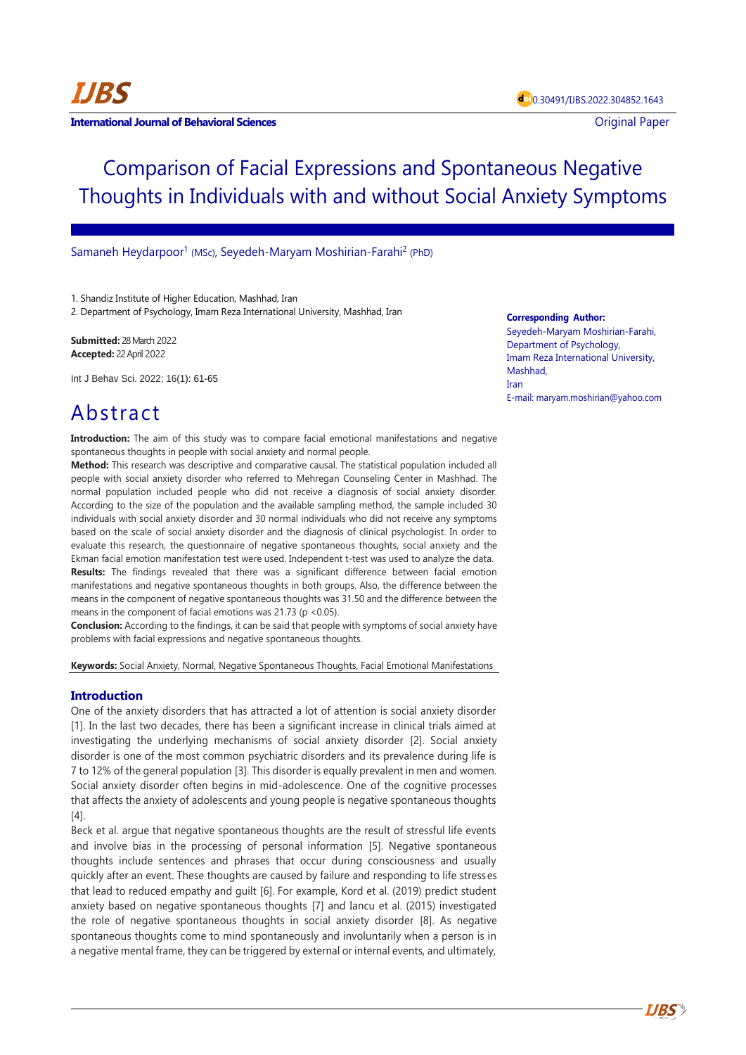# Comparison of Facial Expressions and Spontaneous Negative Thoughts in Individuals with and without Social Anxiety Symptoms

Samaneh Heydarpoor[1] (MSc), Seyedeh-Maryam Moshirian-Farahi[2] (PhD)

1. Shandiz Institute of Higher Education, Mashhad, Iran
2. Department of Psychology, Imam Reza International University, Mashhad, Iran

**Submitted:** 28 March 2022
**Accepted:** 22 April 2022

Int J Behav Sci. 2022; 16(1): 61-65

**Corresponding Author:**
Seyedeh-Maryam Moshirian-Farahi,
Department of Psychology,
Imam Reza International University,
Mashhad,
Iran
E-mail: maryam.moshirian@yahoo.com

## Abstract

**Introduction:** The aim of this study was to compare facial emotional manifestations and negative spontaneous thoughts in people with social anxiety and normal people.

**Method:** This research was descriptive and comparative causal. The statistical population included all people with social anxiety disorder who referred to Mehregan Counseling Center in Mashhad. The normal population included people who did not receive a diagnosis of social anxiety disorder. According to the size of the population and the available sampling method, the sample included 30 individuals with social anxiety disorder and 30 normal individuals who did not receive any symptoms based on the scale of social anxiety disorder and the diagnosis of clinical psychologist. In order to evaluate this research, the questionnaire of negative spontaneous thoughts, social anxiety and the Ekman facial emotion manifestation test were used. Independent t-test was used to analyze the data.

**Results:** The findings revealed that there was a significant difference between facial emotion manifestations and negative spontaneous thoughts in both groups. Also, the difference between the means in the component of negative spontaneous thoughts was 31.50 and the difference between the means in the component of facial emotions was 21.73 ($p < 0.05$).

**Conclusion:** According to the findings, it can be said that people with symptoms of social anxiety have problems with facial expressions and negative spontaneous thoughts.

**Keywords:** Social Anxiety, Normal, Negative Spontaneous Thoughts, Facial Emotional Manifestations

## Introduction

One of the anxiety disorders that has attracted a lot of attention is social anxiety disorder [1]. In the last two decades, there has been a significant increase in clinical trials aimed at investigating the underlying mechanisms of social anxiety disorder [2]. Social anxiety disorder is one of the most common psychiatric disorders and its prevalence during life is 7 to 12% of the general population [3]. This disorder is equally prevalent in men and women. Social anxiety disorder often begins in mid-adolescence. One of the cognitive processes that affects the anxiety of adolescents and young people is negative spontaneous thoughts [4].

Beck et al. argue that negative spontaneous thoughts are the result of stressful life events and involve bias in the processing of personal information [5]. Negative spontaneous thoughts include sentences and phrases that occur during consciousness and usually quickly after an event. These thoughts are caused by failure and responding to life stresses that lead to reduced empathy and guilt [6]. For example, Kord et al. (2019) predict student anxiety based on negative spontaneous thoughts [7] and Iancu et al. (2015) investigated the role of negative spontaneous thoughts in social anxiety disorder [8]. As negative spontaneous thoughts come to mind spontaneously and involuntarily when a person is in a negative mental frame, they can be triggered by external or internal events, and ultimately,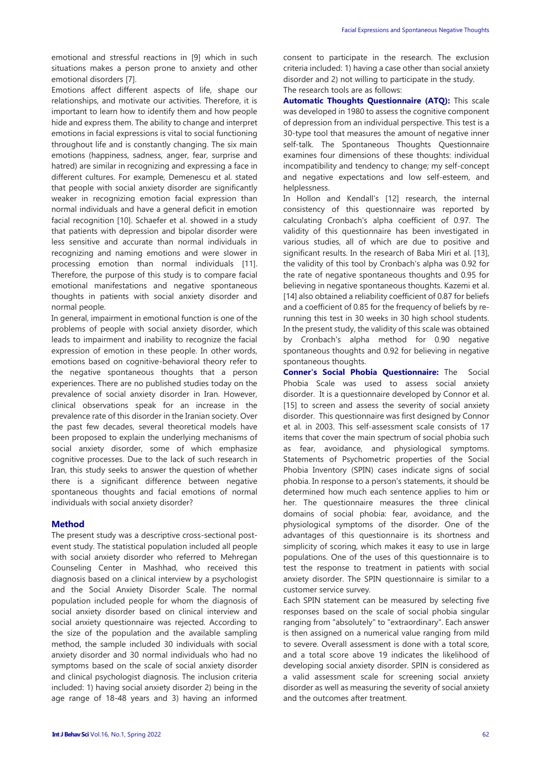emotional and stressful reactions in [9] which in such situations makes a person prone to anxiety and other emotional disorders [7].

Emotions affect different aspects of life, shape our relationships, and motivate our activities. Therefore, it is important to learn how to identify them and how people hide and express them. The ability to change and interpret emotions in facial expressions is vital to social functioning throughout life and is constantly changing. The six main emotions (happiness, sadness, anger, fear, surprise and hatred) are similar in recognizing and expressing a face in different cultures. For example, Demenescu et al. stated that people with social anxiety disorder are significantly weaker in recognizing emotion facial expression than normal individuals and have a general deficit in emotion facial recognition [10]. Schaefer et al. showed in a study that patients with depression and bipolar disorder were less sensitive and accurate than normal individuals in recognizing and naming emotions and were slower in processing emotion than normal individuals [11]. Therefore, the purpose of this study is to compare facial emotional manifestations and negative spontaneous thoughts in patients with social anxiety disorder and normal people.

In general, impairment in emotional function is one of the problems of people with social anxiety disorder, which leads to impairment and inability to recognize the facial expression of emotion in these people. In other words, emotions based on cognitive-behavioral theory refer to the negative spontaneous thoughts that a person experiences. There are no published studies today on the prevalence of social anxiety disorder in Iran. However, clinical observations speak for an increase in the prevalence rate of this disorder in the Iranian society. Over the past few decades, several theoretical models have been proposed to explain the underlying mechanisms of social anxiety disorder, some of which emphasize cognitive processes. Due to the lack of such research in Iran, this study seeks to answer the question of whether there is a significant difference between negative spontaneous thoughts and facial emotions of normal individuals with social anxiety disorder?

## Method

The present study was a descriptive cross-sectional post-event study. The statistical population included all people with social anxiety disorder who referred to Mehregan Counseling Center in Mashhad, who received this diagnosis based on a clinical interview by a psychologist and the Social Anxiety Disorder Scale. The normal population included people for whom the diagnosis of social anxiety disorder based on clinical interview and social anxiety questionnaire was rejected. According to the size of the population and the available sampling method, the sample included 30 individuals with social anxiety disorder and 30 normal individuals who had no symptoms based on the scale of social anxiety disorder and clinical psychologist diagnosis. The inclusion criteria included: 1) having social anxiety disorder 2) being in the age range of 18-48 years and 3) having an informed consent to participate in the research. The exclusion criteria included: 1) having a case other than social anxiety disorder and 2) not willing to participate in the study.

The research tools are as follows:

**Automatic Thoughts Questionnaire (ATQ):** This scale was developed in 1980 to assess the cognitive component of depression from an individual perspective. This test is a 30-type tool that measures the amount of negative inner self-talk. The Spontaneous Thoughts Questionnaire examines four dimensions of these thoughts: individual incompatibility and tendency to change; my self-concept and negative expectations and low self-esteem, and helplessness.

In Hollon and Kendall's [12] research, the internal consistency of this questionnaire was reported by calculating Cronbach's alpha coefficient of 0.97. The validity of this questionnaire has been investigated in various studies, all of which are due to positive and significant results. In the research of Baba Miri et al. [13], the validity of this tool by Cronbach's alpha was 0.92 for the rate of negative spontaneous thoughts and 0.95 for believing in negative spontaneous thoughts. Kazemi et al. [14] also obtained a reliability coefficient of 0.87 for beliefs and a coefficient of 0.85 for the frequency of beliefs by re-running this test in 30 weeks in 30 high school students. In the present study, the validity of this scale was obtained by Cronbach's alpha method for 0.90 negative spontaneous thoughts and 0.92 for believing in negative spontaneous thoughts.

**Conner's Social Phobia Questionnaire:** The Social Phobia Scale was used to assess social anxiety disorder. It is a questionnaire developed by Connor et al. [15] to screen and assess the severity of social anxiety disorder. This questionnaire was first designed by Connor et al. in 2003. This self-assessment scale consists of 17 items that cover the main spectrum of social phobia such as fear, avoidance, and physiological symptoms. Statements of Psychometric properties of the Social Phobia Inventory (SPIN) cases indicate signs of social phobia. In response to a person's statements, it should be determined how much each sentence applies to him or her. The questionnaire measures the three clinical domains of social phobia: fear, avoidance, and the physiological symptoms of the disorder. One of the advantages of this questionnaire is its shortness and simplicity of scoring, which makes it easy to use in large populations. One of the uses of this questionnaire is to test the response to treatment in patients with social anxiety disorder. The SPIN questionnaire is similar to a customer service survey.

Each SPIN statement can be measured by selecting five responses based on the scale of social phobia singular ranging from "absolutely" to "extraordinary". Each answer is then assigned on a numerical value ranging from mild to severe. Overall assessment is done with a total score, and a total score above 19 indicates the likelihood of developing social anxiety disorder. SPIN is considered as a valid assessment scale for screening social anxiety disorder as well as measuring the severity of social anxiety and the outcomes after treatment.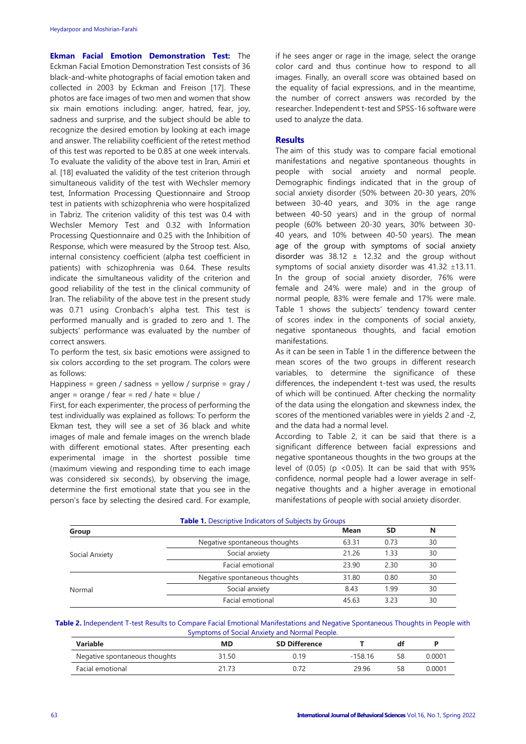**Ekman Facial Emotion Demonstration Test:** The Eckman Facial Emotion Demonstration Test consists of 36 black-and-white photographs of facial emotion taken and collected in 2003 by Eckman and Freison [17]. These photos are face images of two men and women that show six main emotions including: anger, hatred, fear, joy, sadness and surprise, and the subject should be able to recognize the desired emotion by looking at each image and answer. The reliability coefficient of the retest method of this test was reported to be 0.85 at one week intervals. To evaluate the validity of the above test in Iran, Amiri et al. [18] evaluated the validity of the test criterion through simultaneous validity of the test with Wechsler memory test, Information Processing Questionnaire and Stroop test in patients with schizophrenia who were hospitalized in Tabriz. The criterion validity of this test was 0.4 with Wechsler Memory Test and 0.32 with Information Processing Questionnaire and 0.25 with the Inhibition of Response, which were measured by the Stroop test. Also, internal consistency coefficient (alpha test coefficient in patients) with schizophrenia was 0.64. These results indicate the simultaneous validity of the criterion and good reliability of the test in the clinical community of Iran. The reliability of the above test in the present study was 0.71 using Cronbach's alpha test. This test is performed manually and is graded to zero and 1. The subjects' performance was evaluated by the number of correct answers.

To perform the test, six basic emotions were assigned to six colors according to the set program. The colors were as follows:

Happiness = green / sadness = yellow / surprise = gray / anger = orange / fear = red / hate = blue /

First, for each experimenter, the process of performing the test individually was explained as follows: To perform the Ekman test, they will see a set of 36 black and white images of male and female images on the wrench blade with different emotional states. After presenting each experimental image in the shortest possible time (maximum viewing and responding time to each image was considered six seconds), by observing the image, determine the first emotional state that you see in the person's face by selecting the desired card. For example, if he sees anger or rage in the image, select the orange color card and thus continue how to respond to all images. Finally, an overall score was obtained based on the equality of facial expressions, and in the meantime, the number of correct answers was recorded by the researcher. Independent t-test and SPSS-16 software were used to analyze the data.

## Results

The aim of this study was to compare facial emotional manifestations and negative spontaneous thoughts in people with social anxiety and normal people. Demographic findings indicated that in the group of social anxiety disorder (50% between 20-30 years, 20% between 30-40 years, and 30% in the age range between 40-50 years) and in the group of normal people (60% between 20-30 years, 30% between 30-40 years, and 10% between 40-50 years). The mean age of the group with symptoms of social anxiety disorder was 38.12 ± 12.32 and the group without symptoms of social anxiety disorder was 41.32 ±13.11. In the group of social anxiety disorder, 76% were female and 24% were male) and in the group of normal people, 83% were female and 17% were male. Table 1 shows the subjects' tendency toward center of scores index in the components of social anxiety, negative spontaneous thoughts, and facial emotion manifestations.

As it can be seen in Table 1 in the difference between the mean scores of the two groups in different research variables, to determine the significance of these differences, the independent t-test was used, the results of which will be continued. After checking the normality of the data using the elongation and skewness index, the scores of the mentioned variables were in yields 2 and -2, and the data had a normal level.

According to Table 2, it can be said that there is a significant difference between facial expressions and negative spontaneous thoughts in the two groups at the level of (0.05) ($p < 0.05$). It can be said that with 95% confidence, normal people had a lower average in self-negative thoughts and a higher average in emotional manifestations of people with social anxiety disorder.

**Table 1.** Descriptive Indicators of Subjects by Groups

| Group | | Mean | SD | N |
|---|---|---|---|---|
| Social Anxiety | Negative spontaneous thoughts | 63.31 | 0.73 | 30 |
| | Social anxiety | 21.26 | 1.33 | 30 |
| | Facial emotional | 23.90 | 2.30 | 30 |
| Normal | Negative spontaneous thoughts | 31.80 | 0.80 | 30 |
| | Social anxiety | 8.43 | 1.99 | 30 |
| | Facial emotional | 45.63 | 3.23 | 30 |

**Table 2.** Independent T-test Results to Compare Facial Emotional Manifestations and Negative Spontaneous Thoughts in People with Symptoms of Social Anxiety and Normal People.

| Variable | MD | SD Difference | T | df | P |
|---|---|---|---|---|---|
| Negative spontaneous thoughts | 31.50 | 0.19 | -158.16 | 58 | 0.0001 |
| Facial emotional | 21.73 | 0.72 | 29.96 | 58 | 0.0001 |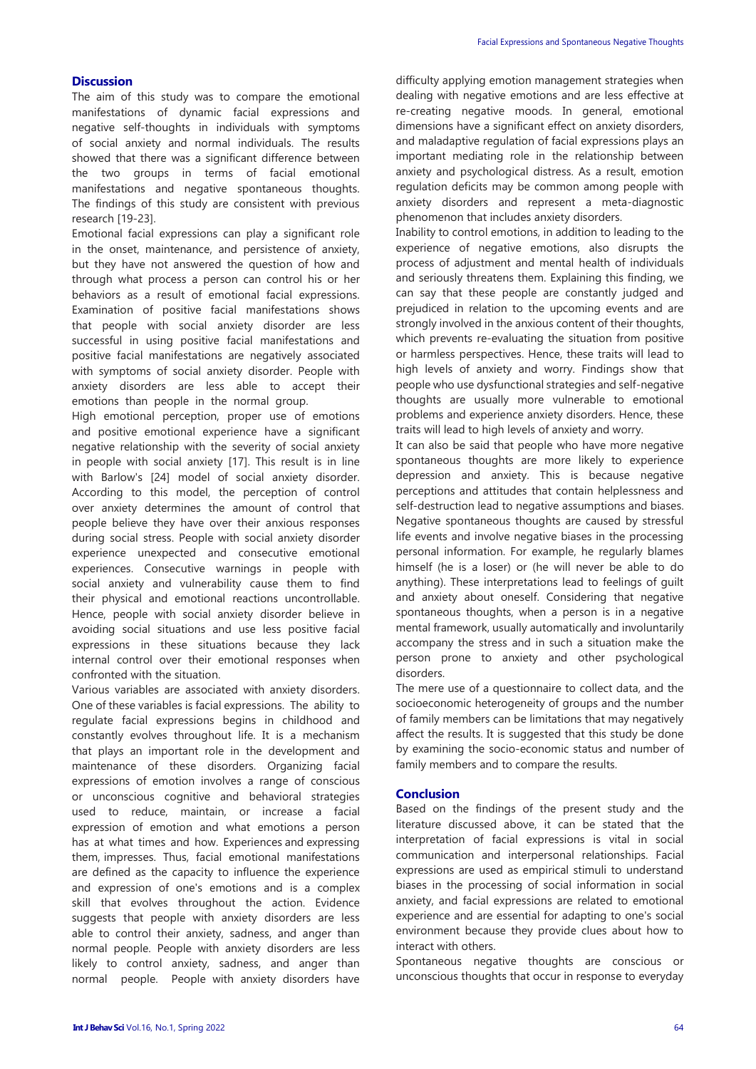## Discussion

The aim of this study was to compare the emotional manifestations of dynamic facial expressions and negative self-thoughts in individuals with symptoms of social anxiety and normal individuals. The results showed that there was a significant difference between the two groups in terms of facial emotional manifestations and negative spontaneous thoughts. The findings of this study are consistent with previous research [19-23].

Emotional facial expressions can play a significant role in the onset, maintenance, and persistence of anxiety, but they have not answered the question of how and through what process a person can control his or her behaviors as a result of emotional facial expressions. Examination of positive facial manifestations shows that people with social anxiety disorder are less successful in using positive facial manifestations and positive facial manifestations are negatively associated with symptoms of social anxiety disorder. People with anxiety disorders are less able to accept their emotions than people in the normal group.

High emotional perception, proper use of emotions and positive emotional experience have a significant negative relationship with the severity of social anxiety in people with social anxiety [17]. This result is in line with Barlow's [24] model of social anxiety disorder. According to this model, the perception of control over anxiety determines the amount of control that people believe they have over their anxious responses during social stress. People with social anxiety disorder experience unexpected and consecutive emotional experiences. Consecutive warnings in people with social anxiety and vulnerability cause them to find their physical and emotional reactions uncontrollable. Hence, people with social anxiety disorder believe in avoiding social situations and use less positive facial expressions in these situations because they lack internal control over their emotional responses when confronted with the situation.

Various variables are associated with anxiety disorders. One of these variables is facial expressions. The ability to regulate facial expressions begins in childhood and constantly evolves throughout life. It is a mechanism that plays an important role in the development and maintenance of these disorders. Organizing facial expressions of emotion involves a range of conscious or unconscious cognitive and behavioral strategies used to reduce, maintain, or increase a facial expression of emotion and what emotions a person has at what times and how. Experiences and expressing them, impresses. Thus, facial emotional manifestations are defined as the capacity to influence the experience and expression of one's emotions and is a complex skill that evolves throughout the action. Evidence suggests that people with anxiety disorders are less able to control their anxiety, sadness, and anger than normal people. People with anxiety disorders are less likely to control anxiety, sadness, and anger than normal people. People with anxiety disorders have difficulty applying emotion management strategies when dealing with negative emotions and are less effective at re-creating negative moods. In general, emotional dimensions have a significant effect on anxiety disorders, and maladaptive regulation of facial expressions plays an important mediating role in the relationship between anxiety and psychological distress. As a result, emotion regulation deficits may be common among people with anxiety disorders and represent a meta-diagnostic phenomenon that includes anxiety disorders.

Inability to control emotions, in addition to leading to the experience of negative emotions, also disrupts the process of adjustment and mental health of individuals and seriously threatens them. Explaining this finding, we can say that these people are constantly judged and prejudiced in relation to the upcoming events and are strongly involved in the anxious content of their thoughts, which prevents re-evaluating the situation from positive or harmless perspectives. Hence, these traits will lead to high levels of anxiety and worry. Findings show that people who use dysfunctional strategies and self-negative thoughts are usually more vulnerable to emotional problems and experience anxiety disorders. Hence, these traits will lead to high levels of anxiety and worry.

It can also be said that people who have more negative spontaneous thoughts are more likely to experience depression and anxiety. This is because negative perceptions and attitudes that contain helplessness and self-destruction lead to negative assumptions and biases. Negative spontaneous thoughts are caused by stressful life events and involve negative biases in the processing personal information. For example, he regularly blames himself (he is a loser) or (he will never be able to do anything). These interpretations lead to feelings of guilt and anxiety about oneself. Considering that negative spontaneous thoughts, when a person is in a negative mental framework, usually automatically and involuntarily accompany the stress and in such a situation make the person prone to anxiety and other psychological disorders.

The mere use of a questionnaire to collect data, and the socioeconomic heterogeneity of groups and the number of family members can be limitations that may negatively affect the results. It is suggested that this study be done by examining the socio-economic status and number of family members and to compare the results.

## Conclusion

Based on the findings of the present study and the literature discussed above, it can be stated that the interpretation of facial expressions is vital in social communication and interpersonal relationships. Facial expressions are used as empirical stimuli to understand biases in the processing of social information in social anxiety, and facial expressions are related to emotional experience and are essential for adapting to one's social environment because they provide clues about how to interact with others.

Spontaneous negative thoughts are conscious or unconscious thoughts that occur in response to everyday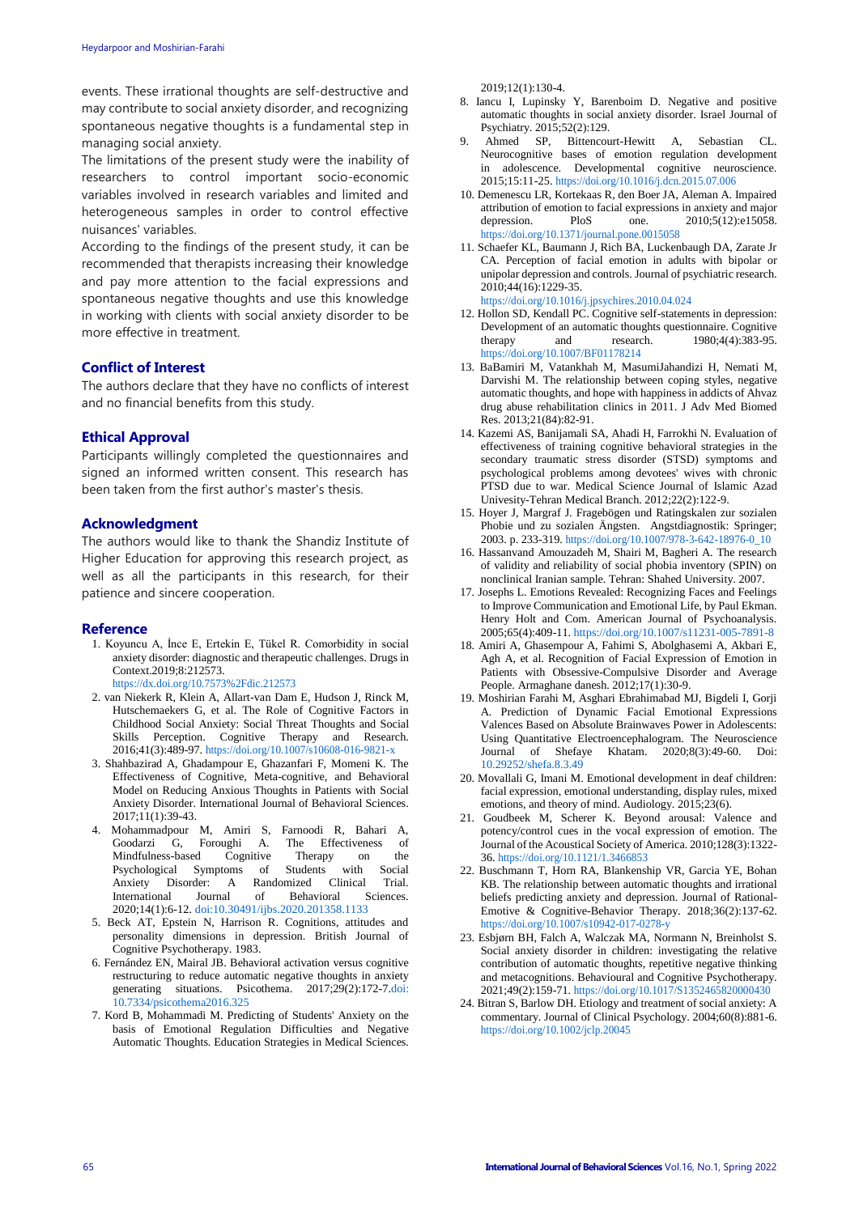events. These irrational thoughts are self-destructive and may contribute to social anxiety disorder, and recognizing spontaneous negative thoughts is a fundamental step in managing social anxiety.

The limitations of the present study were the inability of researchers to control important socio-economic variables involved in research variables and limited and heterogeneous samples in order to control effective nuisances' variables.

According to the findings of the present study, it can be recommended that therapists increasing their knowledge and pay more attention to the facial expressions and spontaneous negative thoughts and use this knowledge in working with clients with social anxiety disorder to be more effective in treatment.

## Conflict of Interest

The authors declare that they have no conflicts of interest and no financial benefits from this study.

## Ethical Approval

Participants willingly completed the questionnaires and signed an informed written consent. This research has been taken from the first author's master's thesis.

## Acknowledgment

The authors would like to thank the Shandiz Institute of Higher Education for approving this research project, as well as all the participants in this research, for their patience and sincere cooperation.

## Reference

1. Koyuncu A, İnce E, Ertekin E, Tükel R. Comorbidity in social anxiety disorder: diagnostic and therapeutic challenges. Drugs in Context.2019;8:212573. https://dx.doi.org/10.7573%2Fdic.212573
2. van Niekerk R, Klein A, Allart-van Dam E, Hudson J, Rinck M, Hutschemaekers G, et al. The Role of Cognitive Factors in Childhood Social Anxiety: Social Threat Thoughts and Social Skills Perception. Cognitive Therapy and Research. 2016;41(3):489-97. https://doi.org/10.1007/s10608-016-9821-x
3. Shahbazirad A, Ghadampour E, Ghazanfari F, Momeni K. The Effectiveness of Cognitive, Meta-cognitive, and Behavioral Model on Reducing Anxious Thoughts in Patients with Social Anxiety Disorder. International Journal of Behavioral Sciences. 2017;11(1):39-43.
4. Mohammadpour M, Amiri S, Farnoodi R, Bahari A, Goodarzi G, Foroughi A. The Effectiveness of Mindfulness-based Cognitive Therapy on the Psychological Symptoms of Students with Social Anxiety Disorder: A Randomized Clinical Trial. International Journal of Behavioral Sciences. 2020;14(1):6-12. doi:10.30491/ijbs.2020.201358.1133
5. Beck AT, Epstein N, Harrison R. Cognitions, attitudes and personality dimensions in depression. British Journal of Cognitive Psychotherapy. 1983.
6. Fernández EN, Mairal JB. Behavioral activation versus cognitive restructuring to reduce automatic negative thoughts in anxiety generating situations. Psicothema. 2017;29(2):172-7.doi: 10.7334/psicothema2016.325
7. Kord B, Mohammadi M. Predicting of Students' Anxiety on the basis of Emotional Regulation Difficulties and Negative Automatic Thoughts. Education Strategies in Medical Sciences. 2019;12(1):130-4.
8. Iancu I, Lupinsky Y, Barenboim D. Negative and positive automatic thoughts in social anxiety disorder. Israel Journal of Psychiatry. 2015;52(2):129.
9. Ahmed SP, Bittencourt-Hewitt A, Sebastian CL. Neurocognitive bases of emotion regulation development in adolescence. Developmental cognitive neuroscience. 2015;15:11-25. https://doi.org/10.1016/j.dcn.2015.07.006
10. Demenescu LR, Kortekaas R, den Boer JA, Aleman A. Impaired attribution of emotion to facial expressions in anxiety and major depression. PloS one. 2010;5(12):e15058. https://doi.org/10.1371/journal.pone.0015058
11. Schaefer KL, Baumann J, Rich BA, Luckenbaugh DA, Zarate Jr CA. Perception of facial emotion in adults with bipolar or unipolar depression and controls. Journal of psychiatric research. 2010;44(16):1229-35. https://doi.org/10.1016/j.jpsychires.2010.04.024
12. Hollon SD, Kendall PC. Cognitive self-statements in depression: Development of an automatic thoughts questionnaire. Cognitive therapy and research. 1980;4(4):383-95. https://doi.org/10.1007/BF01178214
13. BaBamiri M, Vatankhah M, MasumiJahandizi H, Nemati M, Darvishi M. The relationship between coping styles, negative automatic thoughts, and hope with happiness in addicts of Ahvaz drug abuse rehabilitation clinics in 2011. J Adv Med Biomed Res. 2013;21(84):82-91.
14. Kazemi AS, Banijamali SA, Ahadi H, Farrokhi N. Evaluation of effectiveness of training cognitive behavioral strategies in the secondary traumatic stress disorder (STSD) symptoms and psychological problems among devotees' wives with chronic PTSD due to war. Medical Science Journal of Islamic Azad Univesity-Tehran Medical Branch. 2012;22(2):122-9.
15. Hoyer J, Margraf J. Fragebögen und Ratingskalen zur sozialen Phobie und zu sozialen Ängsten. Angstdiagnostik: Springer; 2003. p. 233-319. https://doi.org/10.1007/978-3-642-18976-0_10
16. Hassanvand Amouzadeh M, Shairi M, Bagheri A. The research of validity and reliability of social phobia inventory (SPIN) on nonclinical Iranian sample. Tehran: Shahed University. 2007.
17. Josephs L. Emotions Revealed: Recognizing Faces and Feelings to Improve Communication and Emotional Life, by Paul Ekman. Henry Holt and Com. American Journal of Psychoanalysis. 2005;65(4):409-11. https://doi.org/10.1007/s11231-005-7891-8
18. Amiri A, Ghasempour A, Fahimi S, Abolghasemi A, Akbari E, Agh A, et al. Recognition of Facial Expression of Emotion in Patients with Obsessive-Compulsive Disorder and Average People. Armaghane danesh. 2012;17(1):30-9.
19. Moshirian Farahi M, Asghari Ebrahimabad MJ, Bigdeli I, Gorji A. Prediction of Dynamic Facial Emotional Expressions Valences Based on Absolute Brainwaves Power in Adolescents: Using Quantitative Electroencephalogram. The Neuroscience Journal of Shefaye Khatam. 2020;8(3):49-60. Doi: 10.29252/shefa.8.3.49
20. Movallali G, Imani M. Emotional development in deaf children: facial expression, emotional understanding, display rules, mixed emotions, and theory of mind. Audiology. 2015;23(6).
21. Goudbeek M, Scherer K. Beyond arousal: Valence and potency/control cues in the vocal expression of emotion. The Journal of the Acoustical Society of America. 2010;128(3):1322-36. https://doi.org/10.1121/1.3466853
22. Buschmann T, Horn RA, Blankenship VR, Garcia YE, Bohan KB. The relationship between automatic thoughts and irrational beliefs predicting anxiety and depression. Journal of Rational-Emotive & Cognitive-Behavior Therapy. 2018;36(2):137-62. https://doi.org/10.1007/s10942-017-0278-y
23. Esbjørn BH, Falch A, Walczak MA, Normann N, Breinholst S. Social anxiety disorder in children: investigating the relative contribution of automatic thoughts, repetitive negative thinking and metacognitions. Behavioural and Cognitive Psychotherapy. 2021;49(2):159-71. https://doi.org/10.1017/S1352465820000430
24. Bitran S, Barlow DH. Etiology and treatment of social anxiety: A commentary. Journal of Clinical Psychology. 2004;60(8):881-6. https://doi.org/10.1002/jclp.20045